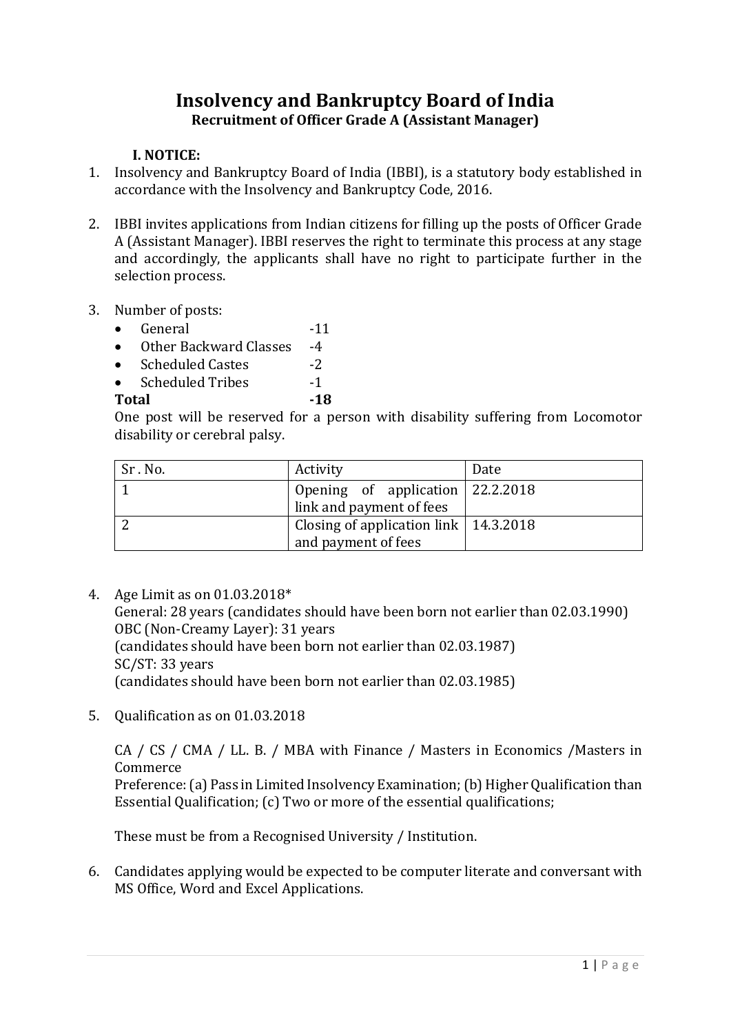# Insolvency and Bankruptcy Board of India

## Recruitment of Officer Grade A (Assistant Manager)

### I. NOTICE:

1. Insolvency and Bankruptcy Board of India (IBBI), is a statutory body established in accordance with the Insolvency and Bankruptcy Code, 2016.

2. IBBI invites applications from Indian citizens for filling up the posts of Officer Grade A (Assistant Manager). IBBI reserves the right to terminate this process at any stage and accordingly, the applicants shall have no right to participate further in the selection process.

3. Number of posts:
   - General -11
   - Other Backward Classes -4
   - Scheduled Castes -2
   - Scheduled Tribes -1

   **Total -18**

   One post will be reserved for a person with disability suffering from Locomotor disability or cerebral palsy.

| Sr . No. | Activity | Date |
|---|---|---|
| 1 | Opening of application link and payment of fees | 22.2.2018 |
| 2 | Closing of application link and payment of fees | 14.3.2018 |

4. Age Limit as on 01.03.2018*
   General: 28 years (candidates should have been born not earlier than 02.03.1990)
   OBC (Non-Creamy Layer): 31 years
   (candidates should have been born not earlier than 02.03.1987)
   SC/ST: 33 years
   (candidates should have been born not earlier than 02.03.1985)

5. Qualification as on 01.03.2018

   CA / CS / CMA / LL. B. / MBA with Finance / Masters in Economics /Masters in Commerce
   Preference: (a) Pass in Limited Insolvency Examination; (b) Higher Qualification than Essential Qualification; (c) Two or more of the essential qualifications;

   These must be from a Recognised University / Institution.

6. Candidates applying would be expected to be computer literate and conversant with MS Office, Word and Excel Applications.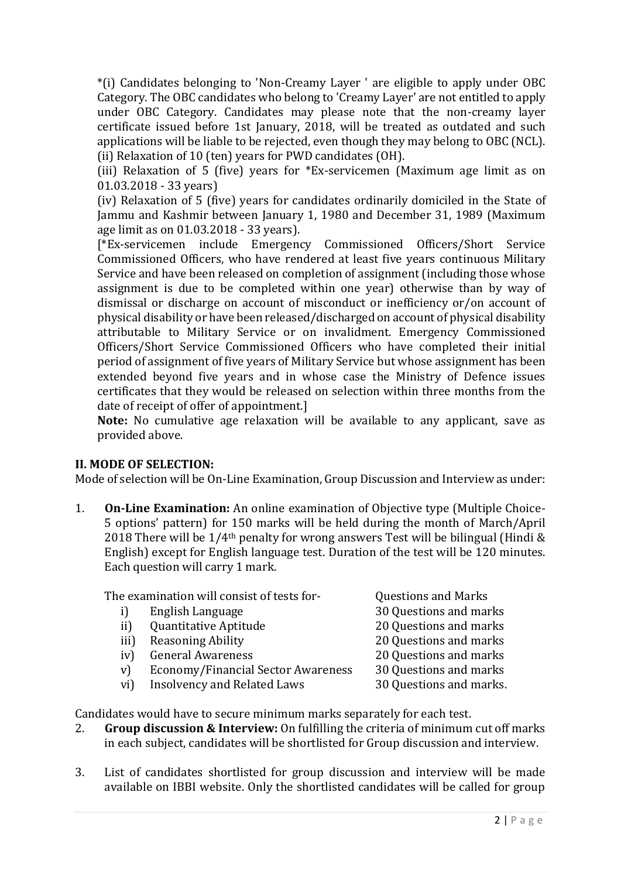*(i) Candidates belonging to 'Non-Creamy Layer ' are eligible to apply under OBC Category. The OBC candidates who belong to 'Creamy Layer' are not entitled to apply under OBC Category. Candidates may please note that the non-creamy layer certificate issued before 1st January, 2018, will be treated as outdated and such applications will be liable to be rejected, even though they may belong to OBC (NCL).
(ii) Relaxation of 10 (ten) years for PWD candidates (OH).
(iii) Relaxation of 5 (five) years for *Ex-servicemen (Maximum age limit as on 01.03.2018 - 33 years)
(iv) Relaxation of 5 (five) years for candidates ordinarily domiciled in the State of Jammu and Kashmir between January 1, 1980 and December 31, 1989 (Maximum age limit as on 01.03.2018 - 33 years).
[*Ex-servicemen include Emergency Commissioned Officers/Short Service Commissioned Officers, who have rendered at least five years continuous Military Service and have been released on completion of assignment (including those whose assignment is due to be completed within one year) otherwise than by way of dismissal or discharge on account of misconduct or inefficiency or/on account of physical disability or have been released/discharged on account of physical disability attributable to Military Service or on invalidment. Emergency Commissioned Officers/Short Service Commissioned Officers who have completed their initial period of assignment of five years of Military Service but whose assignment has been extended beyond five years and in whose case the Ministry of Defence issues certificates that they would be released on selection within three months from the date of receipt of offer of appointment.]
**Note:** No cumulative age relaxation will be available to any applicant, save as provided above.

## II. MODE OF SELECTION:

Mode of selection will be On-Line Examination, Group Discussion and Interview as under:

1. **On-Line Examination:** An online examination of Objective type (Multiple Choice-5 options' pattern) for 150 marks will be held during the month of March/April 2018 There will be 1/4th penalty for wrong answers Test will be bilingual (Hindi & English) except for English language test. Duration of the test will be 120 minutes. Each question will carry 1 mark.

| The examination will consist of tests for- | Questions and Marks |
|---|---|
| i) English Language | 30 Questions and marks |
| ii) Quantitative Aptitude | 20 Questions and marks |
| iii) Reasoning Ability | 20 Questions and marks |
| iv) General Awareness | 20 Questions and marks |
| v) Economy/Financial Sector Awareness | 30 Questions and marks |
| vi) Insolvency and Related Laws | 30 Questions and marks. |

Candidates would have to secure minimum marks separately for each test.

2. **Group discussion & Interview:** On fulfilling the criteria of minimum cut off marks in each subject, candidates will be shortlisted for Group discussion and interview.

3. List of candidates shortlisted for group discussion and interview will be made available on IBBI website. Only the shortlisted candidates will be called for group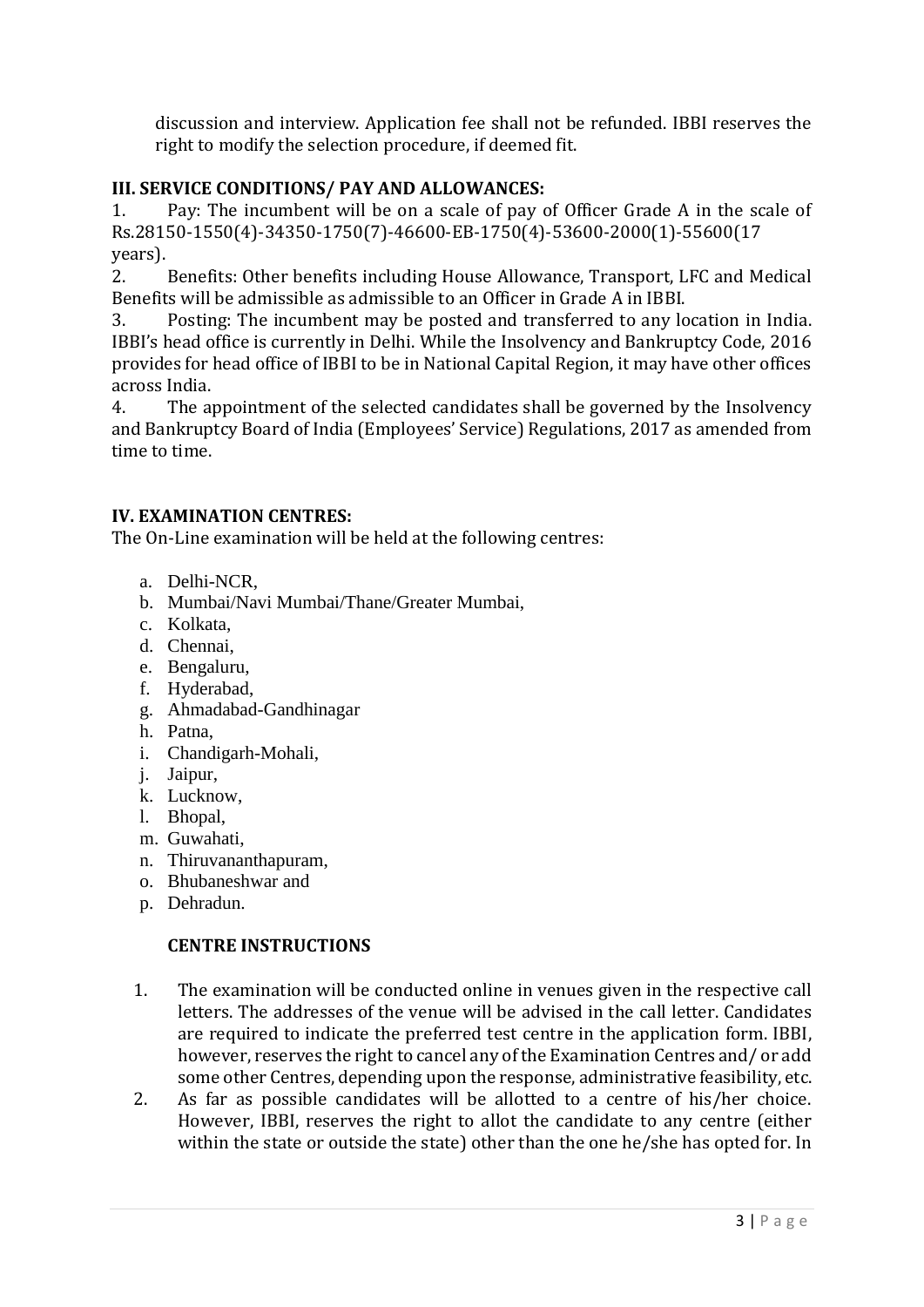discussion and interview. Application fee shall not be refunded. IBBI reserves the right to modify the selection procedure, if deemed fit.

**III. SERVICE CONDITIONS/ PAY AND ALLOWANCES:**

1. Pay: The incumbent will be on a scale of pay of Officer Grade A in the scale of Rs.28150-1550(4)-34350-1750(7)-46600-EB-1750(4)-53600-2000(1)-55600(17 years).
2. Benefits: Other benefits including House Allowance, Transport, LFC and Medical Benefits will be admissible as admissible to an Officer in Grade A in IBBI.
3. Posting: The incumbent may be posted and transferred to any location in India. IBBI's head office is currently in Delhi. While the Insolvency and Bankruptcy Code, 2016 provides for head office of IBBI to be in National Capital Region, it may have other offices across India.
4. The appointment of the selected candidates shall be governed by the Insolvency and Bankruptcy Board of India (Employees' Service) Regulations, 2017 as amended from time to time.

**IV. EXAMINATION CENTRES:**

The On-Line examination will be held at the following centres:

a. Delhi-NCR,
b. Mumbai/Navi Mumbai/Thane/Greater Mumbai,
c. Kolkata,
d. Chennai,
e. Bengaluru,
f. Hyderabad,
g. Ahmadabad-Gandhinagar
h. Patna,
i. Chandigarh-Mohali,
j. Jaipur,
k. Lucknow,
l. Bhopal,
m. Guwahati,
n. Thiruvananthapuram,
o. Bhubaneshwar and
p. Dehradun.

**CENTRE INSTRUCTIONS**

1. The examination will be conducted online in venues given in the respective call letters. The addresses of the venue will be advised in the call letter. Candidates are required to indicate the preferred test centre in the application form. IBBI, however, reserves the right to cancel any of the Examination Centres and/ or add some other Centres, depending upon the response, administrative feasibility, etc.
2. As far as possible candidates will be allotted to a centre of his/her choice. However, IBBI, reserves the right to allot the candidate to any centre (either within the state or outside the state) other than the one he/she has opted for. In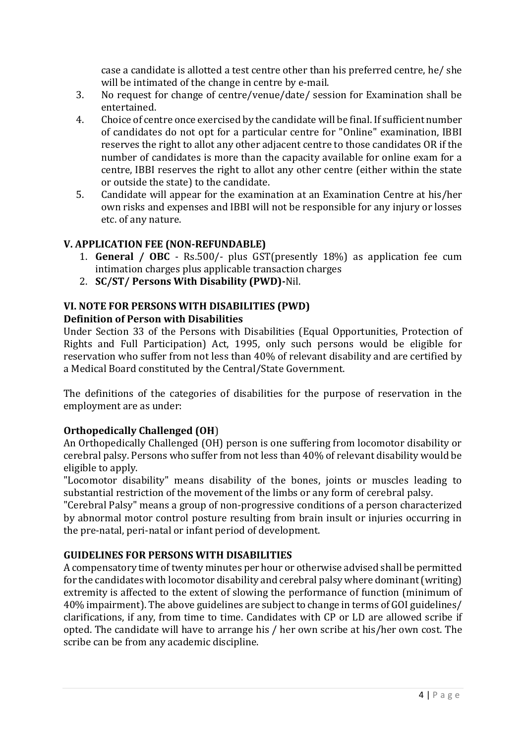case a candidate is allotted a test centre other than his preferred centre, he/ she will be intimated of the change in centre by e-mail.

3. No request for change of centre/venue/date/ session for Examination shall be entertained.
4. Choice of centre once exercised by the candidate will be final. If sufficient number of candidates do not opt for a particular centre for "Online" examination, IBBI reserves the right to allot any other adjacent centre to those candidates OR if the number of candidates is more than the capacity available for online exam for a centre, IBBI reserves the right to allot any other centre (either within the state or outside the state) to the candidate.
5. Candidate will appear for the examination at an Examination Centre at his/her own risks and expenses and IBBI will not be responsible for any injury or losses etc. of any nature.

## V. APPLICATION FEE (NON-REFUNDABLE)

1. **General / OBC** - Rs.500/- plus GST(presently 18%) as application fee cum intimation charges plus applicable transaction charges
2. **SC/ST/ Persons With Disability (PWD)-**Nil.

## VI. NOTE FOR PERSONS WITH DISABILITIES (PWD)

### Definition of Person with Disabilities

Under Section 33 of the Persons with Disabilities (Equal Opportunities, Protection of Rights and Full Participation) Act, 1995, only such persons would be eligible for reservation who suffer from not less than 40% of relevant disability and are certified by a Medical Board constituted by the Central/State Government.

The definitions of the categories of disabilities for the purpose of reservation in the employment are as under:

### Orthopedically Challenged (OH)

An Orthopedically Challenged (OH) person is one suffering from locomotor disability or cerebral palsy. Persons who suffer from not less than 40% of relevant disability would be eligible to apply.

"Locomotor disability" means disability of the bones, joints or muscles leading to substantial restriction of the movement of the limbs or any form of cerebral palsy.

"Cerebral Palsy" means a group of non-progressive conditions of a person characterized by abnormal motor control posture resulting from brain insult or injuries occurring in the pre-natal, peri-natal or infant period of development.

### GUIDELINES FOR PERSONS WITH DISABILITIES

A compensatory time of twenty minutes per hour or otherwise advised shall be permitted for the candidates with locomotor disability and cerebral palsy where dominant (writing) extremity is affected to the extent of slowing the performance of function (minimum of 40% impairment). The above guidelines are subject to change in terms of GOI guidelines/ clarifications, if any, from time to time. Candidates with CP or LD are allowed scribe if opted. The candidate will have to arrange his / her own scribe at his/her own cost. The scribe can be from any academic discipline.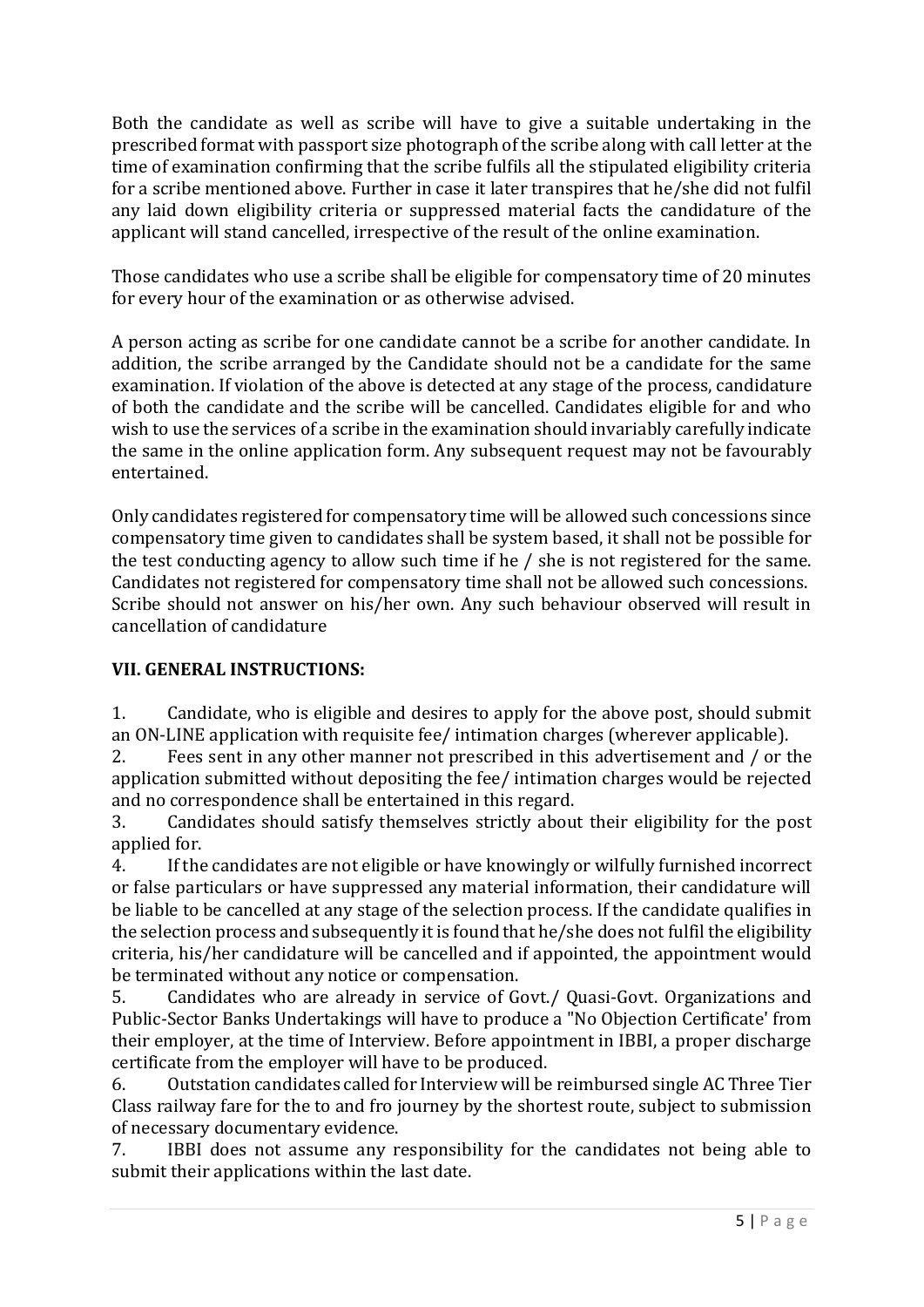Both the candidate as well as scribe will have to give a suitable undertaking in the prescribed format with passport size photograph of the scribe along with call letter at the time of examination confirming that the scribe fulfils all the stipulated eligibility criteria for a scribe mentioned above. Further in case it later transpires that he/she did not fulfil any laid down eligibility criteria or suppressed material facts the candidature of the applicant will stand cancelled, irrespective of the result of the online examination.

Those candidates who use a scribe shall be eligible for compensatory time of 20 minutes for every hour of the examination or as otherwise advised.

A person acting as scribe for one candidate cannot be a scribe for another candidate. In addition, the scribe arranged by the Candidate should not be a candidate for the same examination. If violation of the above is detected at any stage of the process, candidature of both the candidate and the scribe will be cancelled. Candidates eligible for and who wish to use the services of a scribe in the examination should invariably carefully indicate the same in the online application form. Any subsequent request may not be favourably entertained.

Only candidates registered for compensatory time will be allowed such concessions since compensatory time given to candidates shall be system based, it shall not be possible for the test conducting agency to allow such time if he / she is not registered for the same. Candidates not registered for compensatory time shall not be allowed such concessions. Scribe should not answer on his/her own. Any such behaviour observed will result in cancellation of candidature

## VII. GENERAL INSTRUCTIONS:

1. Candidate, who is eligible and desires to apply for the above post, should submit an ON-LINE application with requisite fee/ intimation charges (wherever applicable).
2. Fees sent in any other manner not prescribed in this advertisement and / or the application submitted without depositing the fee/ intimation charges would be rejected and no correspondence shall be entertained in this regard.
3. Candidates should satisfy themselves strictly about their eligibility for the post applied for.
4. If the candidates are not eligible or have knowingly or wilfully furnished incorrect or false particulars or have suppressed any material information, their candidature will be liable to be cancelled at any stage of the selection process. If the candidate qualifies in the selection process and subsequently it is found that he/she does not fulfil the eligibility criteria, his/her candidature will be cancelled and if appointed, the appointment would be terminated without any notice or compensation.
5. Candidates who are already in service of Govt./ Quasi-Govt. Organizations and Public-Sector Banks Undertakings will have to produce a "No Objection Certificate' from their employer, at the time of Interview. Before appointment in IBBI, a proper discharge certificate from the employer will have to be produced.
6. Outstation candidates called for Interview will be reimbursed single AC Three Tier Class railway fare for the to and fro journey by the shortest route, subject to submission of necessary documentary evidence.
7. IBBI does not assume any responsibility for the candidates not being able to submit their applications within the last date.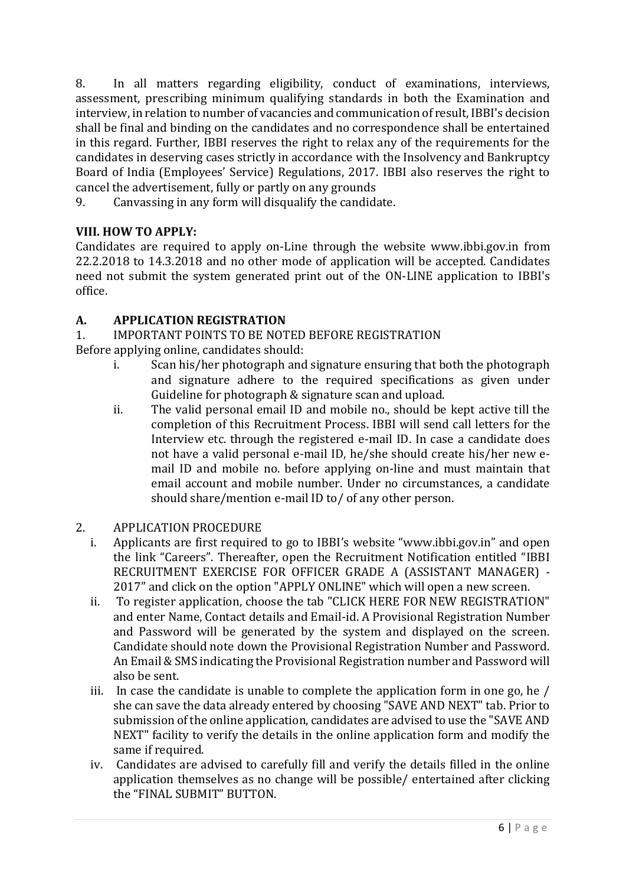8. In all matters regarding eligibility, conduct of examinations, interviews, assessment, prescribing minimum qualifying standards in both the Examination and interview, in relation to number of vacancies and communication of result, IBBI's decision shall be final and binding on the candidates and no correspondence shall be entertained in this regard. Further, IBBI reserves the right to relax any of the requirements for the candidates in deserving cases strictly in accordance with the Insolvency and Bankruptcy Board of India (Employees' Service) Regulations, 2017. IBBI also reserves the right to cancel the advertisement, fully or partly on any grounds

9. Canvassing in any form will disqualify the candidate.

## VIII. HOW TO APPLY:

Candidates are required to apply on-Line through the website www.ibbi.gov.in from 22.2.2018 to 14.3.2018 and no other mode of application will be accepted. Candidates need not submit the system generated print out of the ON-LINE application to IBBI's office.

### A. APPLICATION REGISTRATION

1. IMPORTANT POINTS TO BE NOTED BEFORE REGISTRATION

Before applying online, candidates should:

i. Scan his/her photograph and signature ensuring that both the photograph and signature adhere to the required specifications as given under Guideline for photograph & signature scan and upload.

ii. The valid personal email ID and mobile no., should be kept active till the completion of this Recruitment Process. IBBI will send call letters for the Interview etc. through the registered e-mail ID. In case a candidate does not have a valid personal e-mail ID, he/she should create his/her new e-mail ID and mobile no. before applying on-line and must maintain that email account and mobile number. Under no circumstances, a candidate should share/mention e-mail ID to/ of any other person.

2. APPLICATION PROCEDURE

i. Applicants are first required to go to IBBI's website "www.ibbi.gov.in" and open the link "Careers". Thereafter, open the Recruitment Notification entitled "IBBI RECRUITMENT EXERCISE FOR OFFICER GRADE A (ASSISTANT MANAGER) - 2017" and click on the option "APPLY ONLINE" which will open a new screen.

ii. To register application, choose the tab "CLICK HERE FOR NEW REGISTRATION" and enter Name, Contact details and Email-id. A Provisional Registration Number and Password will be generated by the system and displayed on the screen. Candidate should note down the Provisional Registration Number and Password. An Email & SMS indicating the Provisional Registration number and Password will also be sent.

iii. In case the candidate is unable to complete the application form in one go, he / she can save the data already entered by choosing "SAVE AND NEXT" tab. Prior to submission of the online application, candidates are advised to use the "SAVE AND NEXT" facility to verify the details in the online application form and modify the same if required.

iv. Candidates are advised to carefully fill and verify the details filled in the online application themselves as no change will be possible/ entertained after clicking the "FINAL SUBMIT" BUTTON.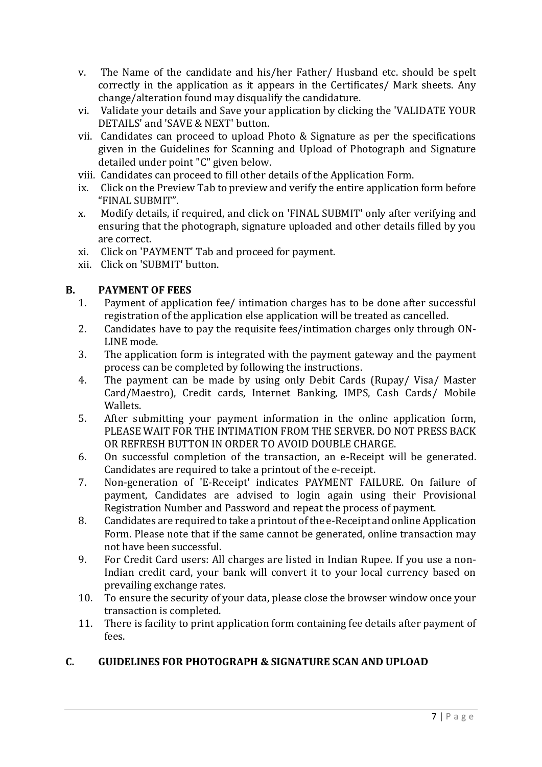v. The Name of the candidate and his/her Father/ Husband etc. should be spelt correctly in the application as it appears in the Certificates/ Mark sheets. Any change/alteration found may disqualify the candidature.

vi. Validate your details and Save your application by clicking the 'VALIDATE YOUR DETAILS' and 'SAVE & NEXT' button.

vii. Candidates can proceed to upload Photo & Signature as per the specifications given in the Guidelines for Scanning and Upload of Photograph and Signature detailed under point "C" given below.

viii. Candidates can proceed to fill other details of the Application Form.

ix. Click on the Preview Tab to preview and verify the entire application form before "FINAL SUBMIT".

x. Modify details, if required, and click on 'FINAL SUBMIT' only after verifying and ensuring that the photograph, signature uploaded and other details filled by you are correct.

xi. Click on 'PAYMENT' Tab and proceed for payment.

xii. Click on 'SUBMIT' button.

## B. PAYMENT OF FEES

1. Payment of application fee/ intimation charges has to be done after successful registration of the application else application will be treated as cancelled.
2. Candidates have to pay the requisite fees/intimation charges only through ON-LINE mode.
3. The application form is integrated with the payment gateway and the payment process can be completed by following the instructions.
4. The payment can be made by using only Debit Cards (Rupay/ Visa/ Master Card/Maestro), Credit cards, Internet Banking, IMPS, Cash Cards/ Mobile Wallets.
5. After submitting your payment information in the online application form, PLEASE WAIT FOR THE INTIMATION FROM THE SERVER. DO NOT PRESS BACK OR REFRESH BUTTON IN ORDER TO AVOID DOUBLE CHARGE.
6. On successful completion of the transaction, an e-Receipt will be generated. Candidates are required to take a printout of the e-receipt.
7. Non-generation of 'E-Receipt' indicates PAYMENT FAILURE. On failure of payment, Candidates are advised to login again using their Provisional Registration Number and Password and repeat the process of payment.
8. Candidates are required to take a printout of the e-Receipt and online Application Form. Please note that if the same cannot be generated, online transaction may not have been successful.
9. For Credit Card users: All charges are listed in Indian Rupee. If you use a non-Indian credit card, your bank will convert it to your local currency based on prevailing exchange rates.
10. To ensure the security of your data, please close the browser window once your transaction is completed.
11. There is facility to print application form containing fee details after payment of fees.

## C. GUIDELINES FOR PHOTOGRAPH & SIGNATURE SCAN AND UPLOAD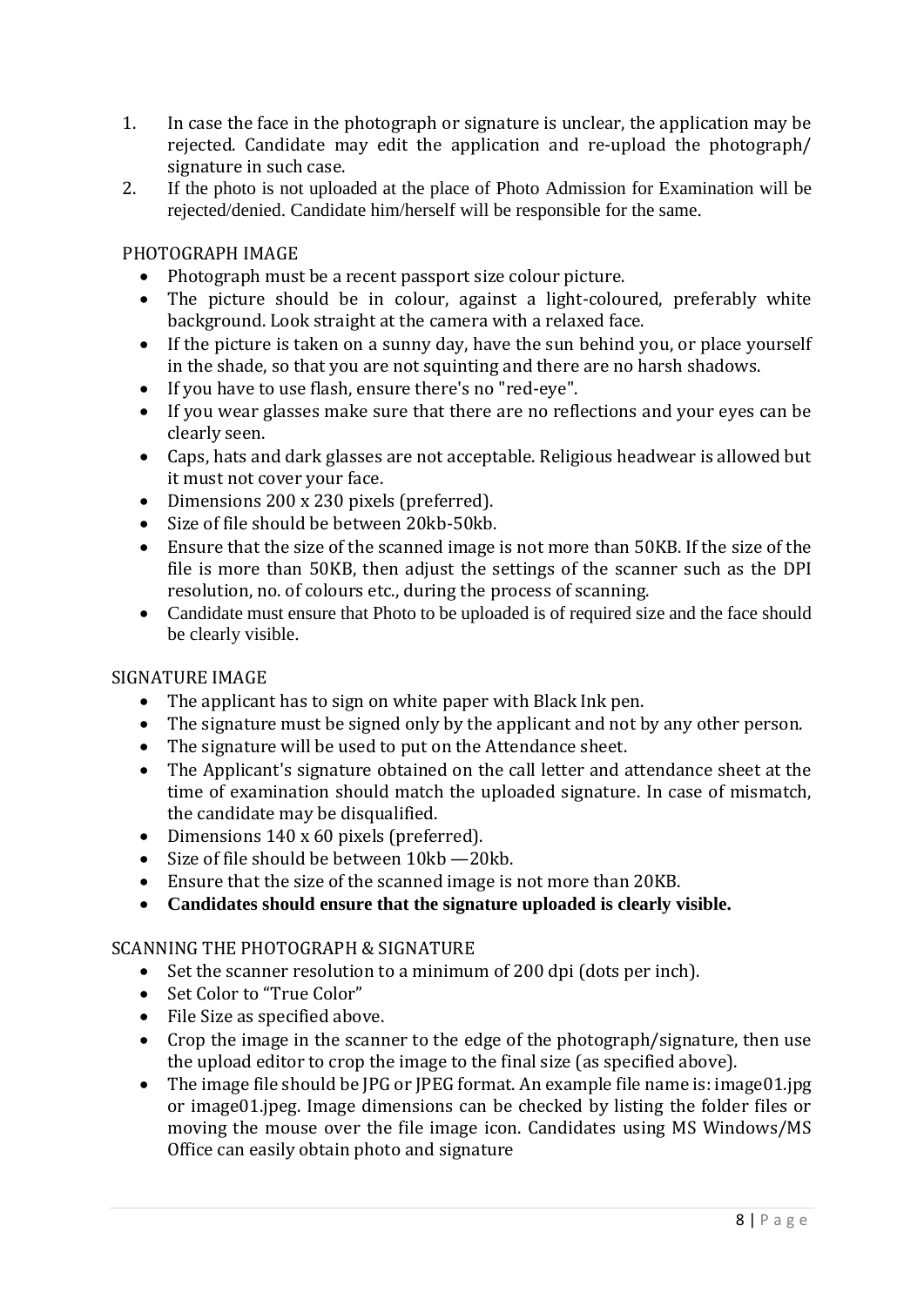1. In case the face in the photograph or signature is unclear, the application may be rejected. Candidate may edit the application and re-upload the photograph/ signature in such case.
2. If the photo is not uploaded at the place of Photo Admission for Examination will be rejected/denied. Candidate him/herself will be responsible for the same.

PHOTOGRAPH IMAGE

- Photograph must be a recent passport size colour picture.
- The picture should be in colour, against a light-coloured, preferably white background. Look straight at the camera with a relaxed face.
- If the picture is taken on a sunny day, have the sun behind you, or place yourself in the shade, so that you are not squinting and there are no harsh shadows.
- If you have to use flash, ensure there's no "red-eye".
- If you wear glasses make sure that there are no reflections and your eyes can be clearly seen.
- Caps, hats and dark glasses are not acceptable. Religious headwear is allowed but it must not cover your face.
- Dimensions 200 x 230 pixels (preferred).
- Size of file should be between 20kb-50kb.
- Ensure that the size of the scanned image is not more than 50KB. If the size of the file is more than 50KB, then adjust the settings of the scanner such as the DPI resolution, no. of colours etc., during the process of scanning.
- Candidate must ensure that Photo to be uploaded is of required size and the face should be clearly visible.

SIGNATURE IMAGE

- The applicant has to sign on white paper with Black Ink pen.
- The signature must be signed only by the applicant and not by any other person.
- The signature will be used to put on the Attendance sheet.
- The Applicant's signature obtained on the call letter and attendance sheet at the time of examination should match the uploaded signature. In case of mismatch, the candidate may be disqualified.
- Dimensions 140 x 60 pixels (preferred).
- Size of file should be between 10kb —20kb.
- Ensure that the size of the scanned image is not more than 20KB.
- **Candidates should ensure that the signature uploaded is clearly visible.**

SCANNING THE PHOTOGRAPH & SIGNATURE

- Set the scanner resolution to a minimum of 200 dpi (dots per inch).
- Set Color to "True Color"
- File Size as specified above.
- Crop the image in the scanner to the edge of the photograph/signature, then use the upload editor to crop the image to the final size (as specified above).
- The image file should be JPG or JPEG format. An example file name is: image01.jpg or image01.jpeg. Image dimensions can be checked by listing the folder files or moving the mouse over the file image icon. Candidates using MS Windows/MS Office can easily obtain photo and signature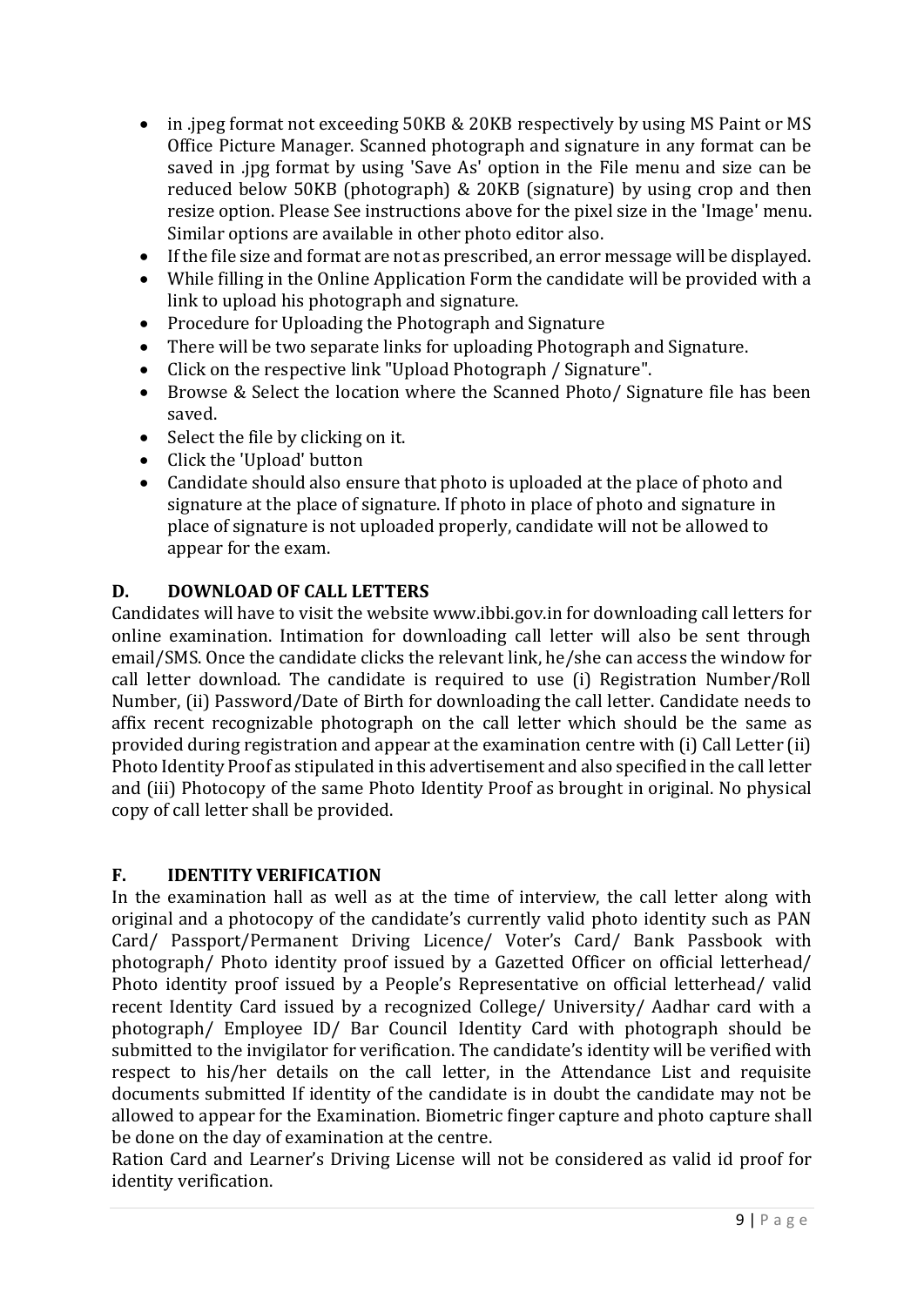- in .jpeg format not exceeding 50KB & 20KB respectively by using MS Paint or MS Office Picture Manager. Scanned photograph and signature in any format can be saved in .jpg format by using 'Save As' option in the File menu and size can be reduced below 50KB (photograph) & 20KB (signature) by using crop and then resize option. Please See instructions above for the pixel size in the 'Image' menu. Similar options are available in other photo editor also.
- If the file size and format are not as prescribed, an error message will be displayed.
- While filling in the Online Application Form the candidate will be provided with a link to upload his photograph and signature.
- Procedure for Uploading the Photograph and Signature
- There will be two separate links for uploading Photograph and Signature.
- Click on the respective link "Upload Photograph / Signature".
- Browse & Select the location where the Scanned Photo/ Signature file has been saved.
- Select the file by clicking on it.
- Click the 'Upload' button
- Candidate should also ensure that photo is uploaded at the place of photo and signature at the place of signature. If photo in place of photo and signature in place of signature is not uploaded properly, candidate will not be allowed to appear for the exam.

## D. DOWNLOAD OF CALL LETTERS

Candidates will have to visit the website www.ibbi.gov.in for downloading call letters for online examination. Intimation for downloading call letter will also be sent through email/SMS. Once the candidate clicks the relevant link, he/she can access the window for call letter download. The candidate is required to use (i) Registration Number/Roll Number, (ii) Password/Date of Birth for downloading the call letter. Candidate needs to affix recent recognizable photograph on the call letter which should be the same as provided during registration and appear at the examination centre with (i) Call Letter (ii) Photo Identity Proof as stipulated in this advertisement and also specified in the call letter and (iii) Photocopy of the same Photo Identity Proof as brought in original. No physical copy of call letter shall be provided.

## F. IDENTITY VERIFICATION

In the examination hall as well as at the time of interview, the call letter along with original and a photocopy of the candidate's currently valid photo identity such as PAN Card/ Passport/Permanent Driving Licence/ Voter's Card/ Bank Passbook with photograph/ Photo identity proof issued by a Gazetted Officer on official letterhead/ Photo identity proof issued by a People's Representative on official letterhead/ valid recent Identity Card issued by a recognized College/ University/ Aadhar card with a photograph/ Employee ID/ Bar Council Identity Card with photograph should be submitted to the invigilator for verification. The candidate's identity will be verified with respect to his/her details on the call letter, in the Attendance List and requisite documents submitted If identity of the candidate is in doubt the candidate may not be allowed to appear for the Examination. Biometric finger capture and photo capture shall be done on the day of examination at the centre.

Ration Card and Learner's Driving License will not be considered as valid id proof for identity verification.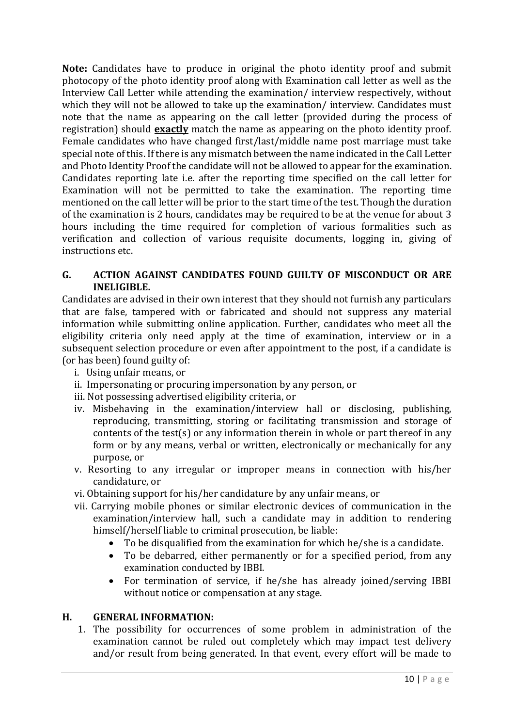**Note:** Candidates have to produce in original the photo identity proof and submit photocopy of the photo identity proof along with Examination call letter as well as the Interview Call Letter while attending the examination/ interview respectively, without which they will not be allowed to take up the examination/ interview. Candidates must note that the name as appearing on the call letter (provided during the process of registration) should **exactly** match the name as appearing on the photo identity proof. Female candidates who have changed first/last/middle name post marriage must take special note of this. If there is any mismatch between the name indicated in the Call Letter and Photo Identity Proof the candidate will not be allowed to appear for the examination. Candidates reporting late i.e. after the reporting time specified on the call letter for Examination will not be permitted to take the examination. The reporting time mentioned on the call letter will be prior to the start time of the test. Though the duration of the examination is 2 hours, candidates may be required to be at the venue for about 3 hours including the time required for completion of various formalities such as verification and collection of various requisite documents, logging in, giving of instructions etc.

## G. ACTION AGAINST CANDIDATES FOUND GUILTY OF MISCONDUCT OR ARE INELIGIBLE.

Candidates are advised in their own interest that they should not furnish any particulars that are false, tampered with or fabricated and should not suppress any material information while submitting online application. Further, candidates who meet all the eligibility criteria only need apply at the time of examination, interview or in a subsequent selection procedure or even after appointment to the post, if a candidate is (or has been) found guilty of:

i. Using unfair means, or
ii. Impersonating or procuring impersonation by any person, or
iii. Not possessing advertised eligibility criteria, or
iv. Misbehaving in the examination/interview hall or disclosing, publishing, reproducing, transmitting, storing or facilitating transmission and storage of contents of the test(s) or any information therein in whole or part thereof in any form or by any means, verbal or written, electronically or mechanically for any purpose, or
v. Resorting to any irregular or improper means in connection with his/her candidature, or
vi. Obtaining support for his/her candidature by any unfair means, or
vii. Carrying mobile phones or similar electronic devices of communication in the examination/interview hall, such a candidate may in addition to rendering himself/herself liable to criminal prosecution, be liable:
    - To be disqualified from the examination for which he/she is a candidate.
    - To be debarred, either permanently or for a specified period, from any examination conducted by IBBI.
    - For termination of service, if he/she has already joined/serving IBBI without notice or compensation at any stage.

## H. GENERAL INFORMATION:

1. The possibility for occurrences of some problem in administration of the examination cannot be ruled out completely which may impact test delivery and/or result from being generated. In that event, every effort will be made to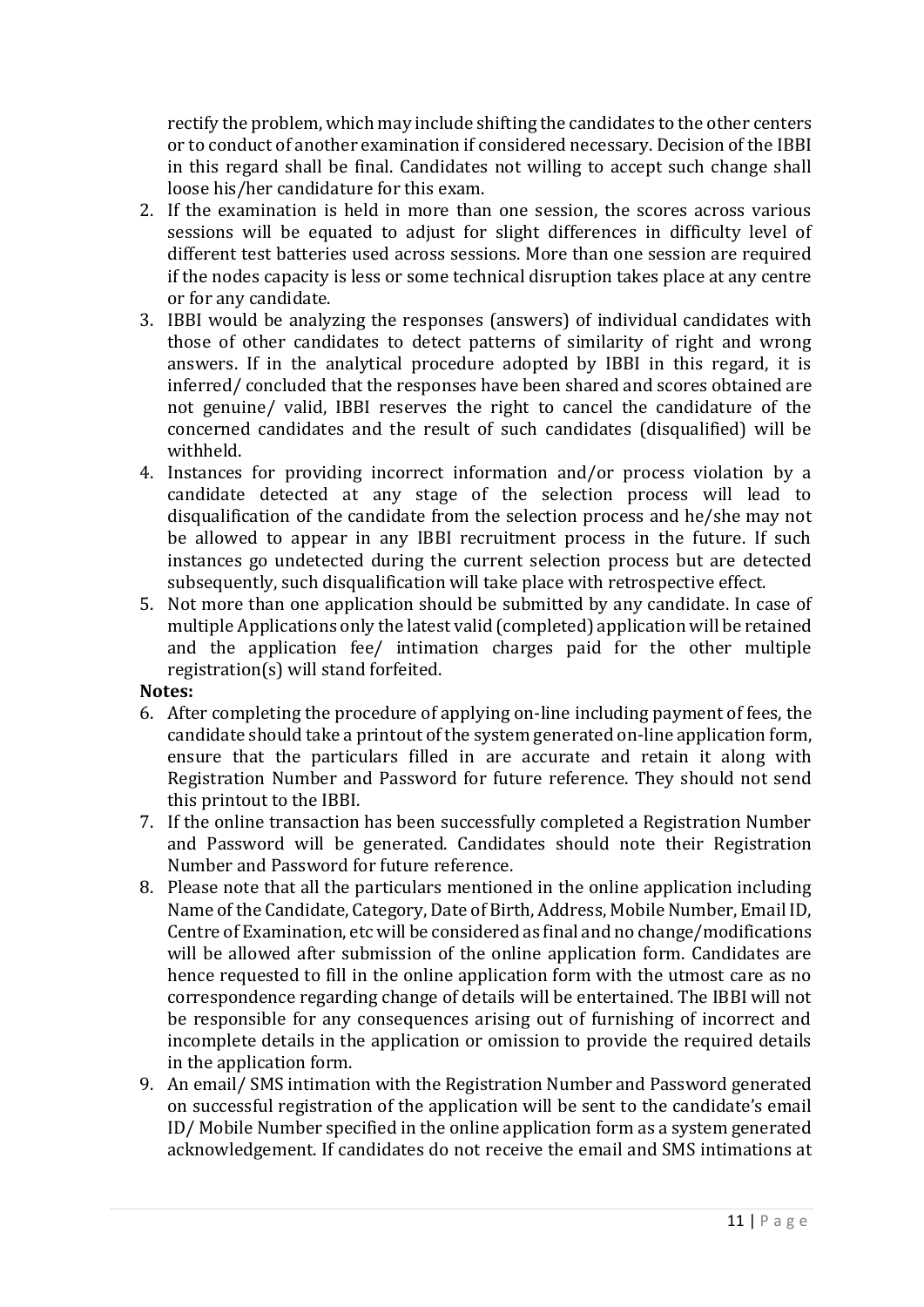rectify the problem, which may include shifting the candidates to the other centers or to conduct of another examination if considered necessary. Decision of the IBBI in this regard shall be final. Candidates not willing to accept such change shall loose his/her candidature for this exam.

2. If the examination is held in more than one session, the scores across various sessions will be equated to adjust for slight differences in difficulty level of different test batteries used across sessions. More than one session are required if the nodes capacity is less or some technical disruption takes place at any centre or for any candidate.
3. IBBI would be analyzing the responses (answers) of individual candidates with those of other candidates to detect patterns of similarity of right and wrong answers. If in the analytical procedure adopted by IBBI in this regard, it is inferred/ concluded that the responses have been shared and scores obtained are not genuine/ valid, IBBI reserves the right to cancel the candidature of the concerned candidates and the result of such candidates (disqualified) will be withheld.
4. Instances for providing incorrect information and/or process violation by a candidate detected at any stage of the selection process will lead to disqualification of the candidate from the selection process and he/she may not be allowed to appear in any IBBI recruitment process in the future. If such instances go undetected during the current selection process but are detected subsequently, such disqualification will take place with retrospective effect.
5. Not more than one application should be submitted by any candidate. In case of multiple Applications only the latest valid (completed) application will be retained and the application fee/ intimation charges paid for the other multiple registration(s) will stand forfeited.

**Notes:**

6. After completing the procedure of applying on-line including payment of fees, the candidate should take a printout of the system generated on-line application form, ensure that the particulars filled in are accurate and retain it along with Registration Number and Password for future reference. They should not send this printout to the IBBI.
7. If the online transaction has been successfully completed a Registration Number and Password will be generated. Candidates should note their Registration Number and Password for future reference.
8. Please note that all the particulars mentioned in the online application including Name of the Candidate, Category, Date of Birth, Address, Mobile Number, Email ID, Centre of Examination, etc will be considered as final and no change/modifications will be allowed after submission of the online application form. Candidates are hence requested to fill in the online application form with the utmost care as no correspondence regarding change of details will be entertained. The IBBI will not be responsible for any consequences arising out of furnishing of incorrect and incomplete details in the application or omission to provide the required details in the application form.
9. An email/ SMS intimation with the Registration Number and Password generated on successful registration of the application will be sent to the candidate's email ID/ Mobile Number specified in the online application form as a system generated acknowledgement. If candidates do not receive the email and SMS intimations at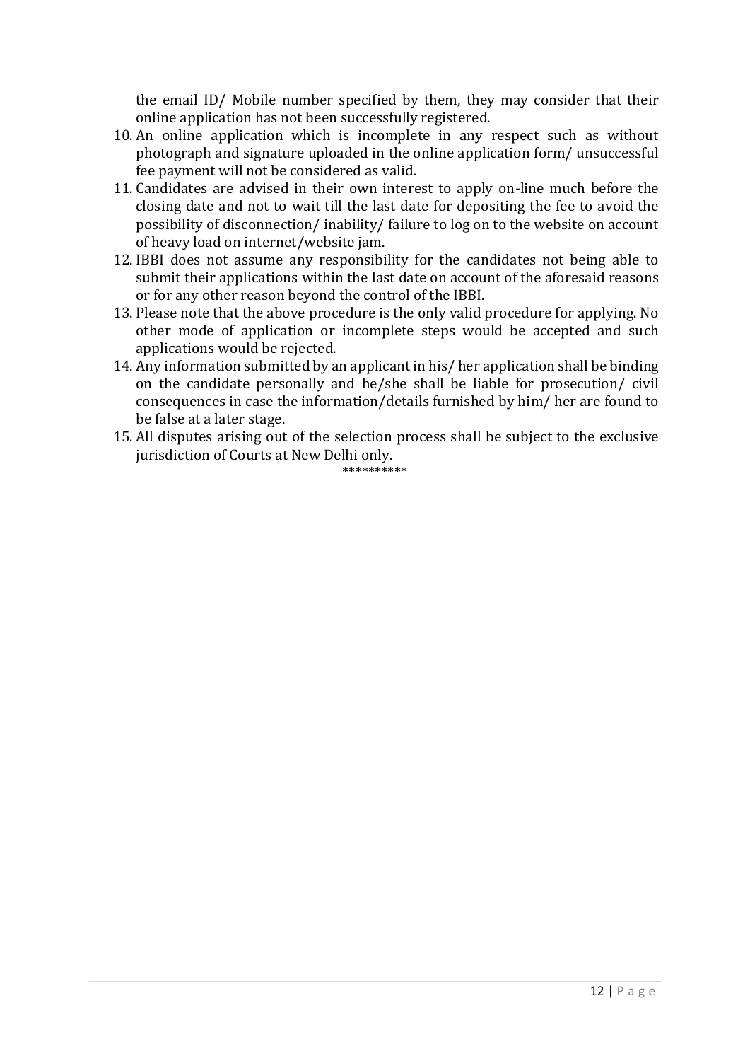the email ID/ Mobile number specified by them, they may consider that their online application has not been successfully registered.

10. An online application which is incomplete in any respect such as without photograph and signature uploaded in the online application form/ unsuccessful fee payment will not be considered as valid.
11. Candidates are advised in their own interest to apply on-line much before the closing date and not to wait till the last date for depositing the fee to avoid the possibility of disconnection/ inability/ failure to log on to the website on account of heavy load on internet/website jam.
12. IBBI does not assume any responsibility for the candidates not being able to submit their applications within the last date on account of the aforesaid reasons or for any other reason beyond the control of the IBBI.
13. Please note that the above procedure is the only valid procedure for applying. No other mode of application or incomplete steps would be accepted and such applications would be rejected.
14. Any information submitted by an applicant in his/ her application shall be binding on the candidate personally and he/she shall be liable for prosecution/ civil consequences in case the information/details furnished by him/ her are found to be false at a later stage.
15. All disputes arising out of the selection process shall be subject to the exclusive jurisdiction of Courts at New Delhi only.

**********